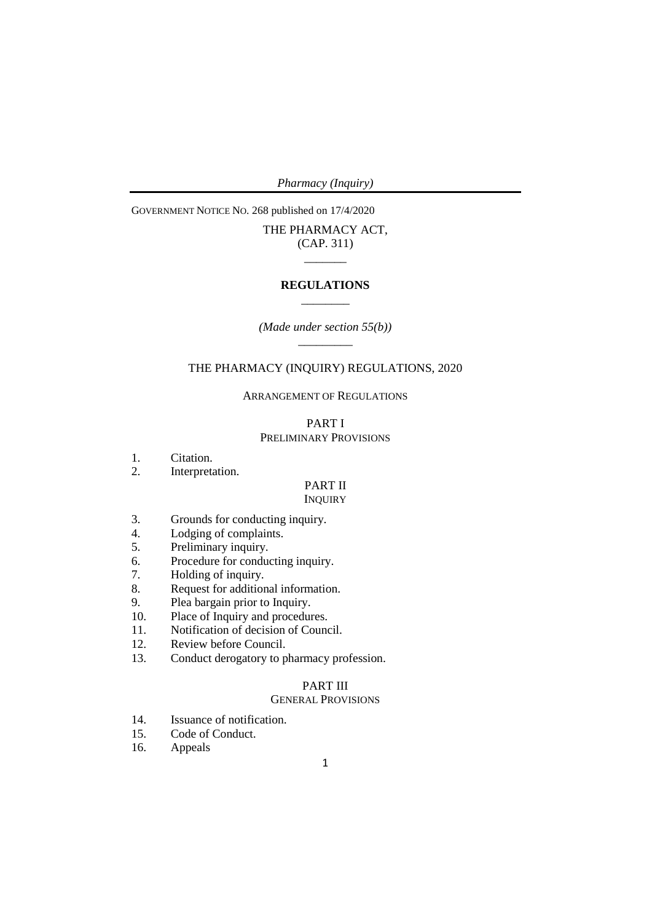GOVERNMENT NOTICE NO. 268 published on 17/4/2020

THE PHARMACY ACT,
(CAP. 311)

---

**REGULATIONS**

---

*(Made under section 55(b))*

---

# THE PHARMACY (INQUIRY) REGULATIONS, 2020

ARRANGEMENT OF REGULATIONS

## PART I
PRELIMINARY PROVISIONS

1. Citation.
2. Interpretation.

## PART II
INQUIRY

3. Grounds for conducting inquiry.
4. Lodging of complaints.
5. Preliminary inquiry.
6. Procedure for conducting inquiry.
7. Holding of inquiry.
8. Request for additional information.
9. Plea bargain prior to Inquiry.
10. Place of Inquiry and procedures.
11. Notification of decision of Council.
12. Review before Council.
13. Conduct derogatory to pharmacy profession.

## PART III
GENERAL PROVISIONS

14. Issuance of notification.
15. Code of Conduct.
16. Appeals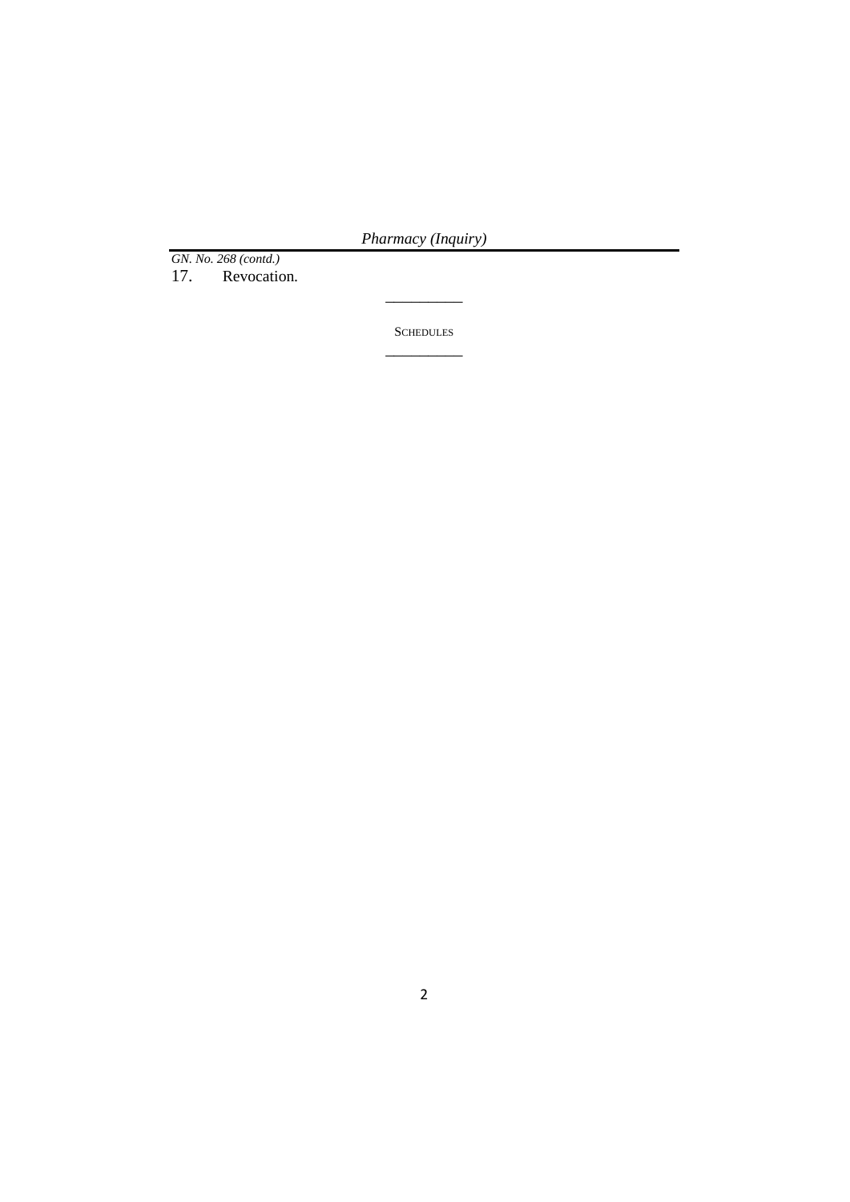*GN. No. 268 (contd.)*

17. Revocation.

---

SCHEDULES

---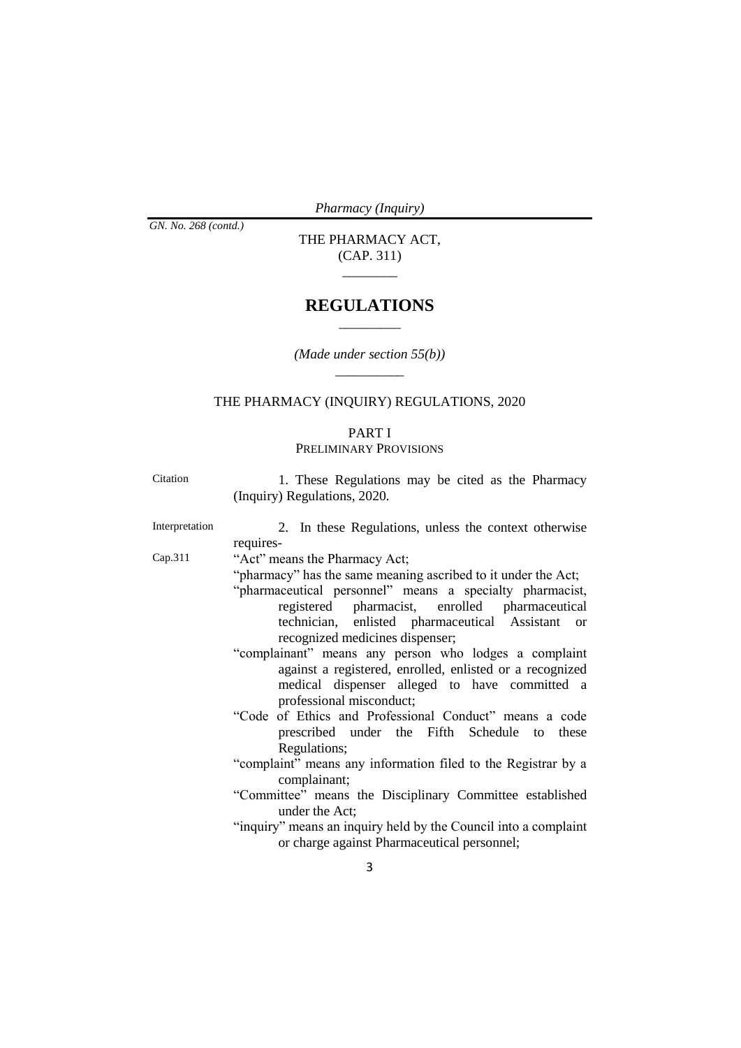*GN. No. 268 (contd.)*

THE PHARMACY ACT,
(CAP. 311)

\_\_\_\_\_\_\_\_

# REGULATIONS

\_\_\_\_\_\_\_\_\_

*(Made under section 55(b))*

\_\_\_\_\_\_\_\_\_\_

## THE PHARMACY (INQUIRY) REGULATIONS, 2020

### PART I
### PRELIMINARY PROVISIONS

Citation

1. These Regulations may be cited as the Pharmacy (Inquiry) Regulations, 2020.

Interpretation

2. In these Regulations, unless the context otherwise requires-

Cap.311

"Act" means the Pharmacy Act;

"pharmacy" has the same meaning ascribed to it under the Act;

"pharmaceutical personnel" means a specialty pharmacist, registered pharmacist, enrolled pharmaceutical technician, enlisted pharmaceutical Assistant or recognized medicines dispenser;

"complainant" means any person who lodges a complaint against a registered, enrolled, enlisted or a recognized medical dispenser alleged to have committed a professional misconduct;

"Code of Ethics and Professional Conduct" means a code prescribed under the Fifth Schedule to these Regulations;

"complaint" means any information filed to the Registrar by a complainant;

"Committee" means the Disciplinary Committee established under the Act;

"inquiry" means an inquiry held by the Council into a complaint or charge against Pharmaceutical personnel;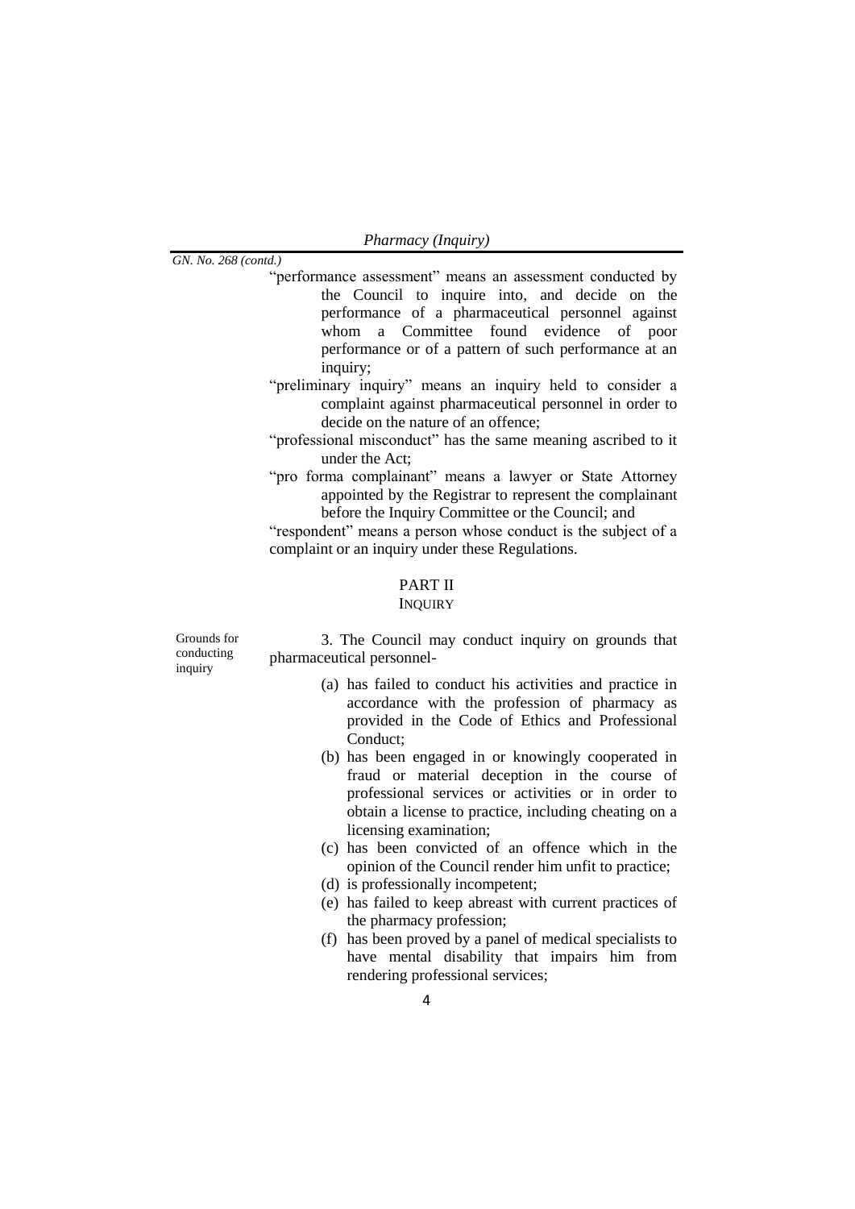GN. No. 268 (contd.)

"performance assessment" means an assessment conducted by the Council to inquire into, and decide on the performance of a pharmaceutical personnel against whom a Committee found evidence of poor performance or of a pattern of such performance at an inquiry;

"preliminary inquiry" means an inquiry held to consider a complaint against pharmaceutical personnel in order to decide on the nature of an offence;

"professional misconduct" has the same meaning ascribed to it under the Act;

"pro forma complainant" means a lawyer or State Attorney appointed by the Registrar to represent the complainant before the Inquiry Committee or the Council; and

"respondent" means a person whose conduct is the subject of a complaint or an inquiry under these Regulations.

## PART II
## INQUIRY

Grounds for conducting inquiry

3. The Council may conduct inquiry on grounds that pharmaceutical personnel-

(a) has failed to conduct his activities and practice in accordance with the profession of pharmacy as provided in the Code of Ethics and Professional Conduct;
(b) has been engaged in or knowingly cooperated in fraud or material deception in the course of professional services or activities or in order to obtain a license to practice, including cheating on a licensing examination;
(c) has been convicted of an offence which in the opinion of the Council render him unfit to practice;
(d) is professionally incompetent;
(e) has failed to keep abreast with current practices of the pharmacy profession;
(f) has been proved by a panel of medical specialists to have mental disability that impairs him from rendering professional services;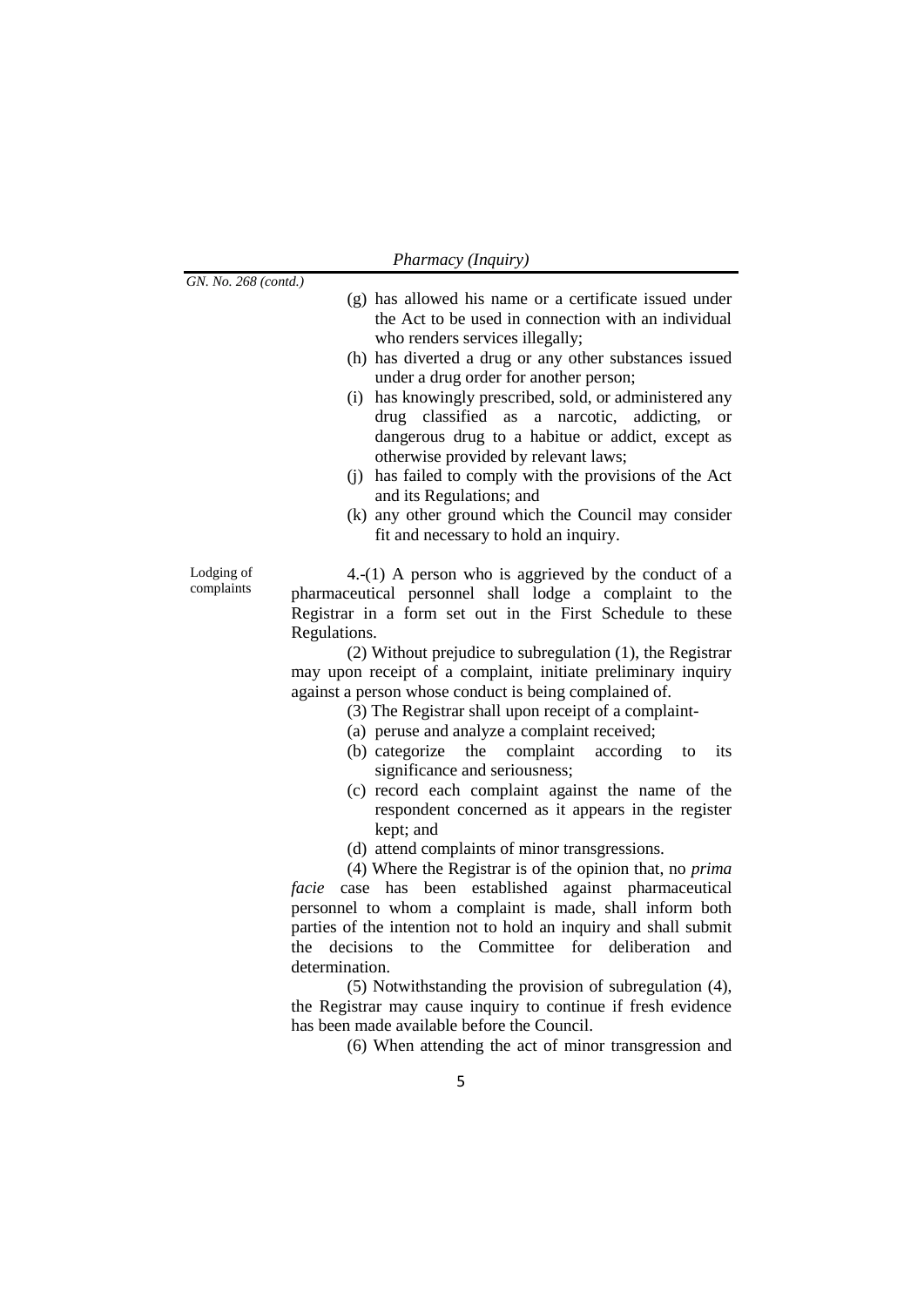GN. No. 268 (contd.)

(g) has allowed his name or a certificate issued under the Act to be used in connection with an individual who renders services illegally;

(h) has diverted a drug or any other substances issued under a drug order for another person;

(i) has knowingly prescribed, sold, or administered any drug classified as a narcotic, addicting, or dangerous drug to a habitue or addict, except as otherwise provided by relevant laws;

(j) has failed to comply with the provisions of the Act and its Regulations; and

(k) any other ground which the Council may consider fit and necessary to hold an inquiry.

Lodging of complaints

4.-(1) A person who is aggrieved by the conduct of a pharmaceutical personnel shall lodge a complaint to the Registrar in a form set out in the First Schedule to these Regulations.

(2) Without prejudice to subregulation (1), the Registrar may upon receipt of a complaint, initiate preliminary inquiry against a person whose conduct is being complained of.

(3) The Registrar shall upon receipt of a complaint-

(a) peruse and analyze a complaint received;

(b) categorize the complaint according to its significance and seriousness;

(c) record each complaint against the name of the respondent concerned as it appears in the register kept; and

(d) attend complaints of minor transgressions.

(4) Where the Registrar is of the opinion that, no *prima facie* case has been established against pharmaceutical personnel to whom a complaint is made, shall inform both parties of the intention not to hold an inquiry and shall submit the decisions to the Committee for deliberation and determination.

(5) Notwithstanding the provision of subregulation (4), the Registrar may cause inquiry to continue if fresh evidence has been made available before the Council.

(6) When attending the act of minor transgression and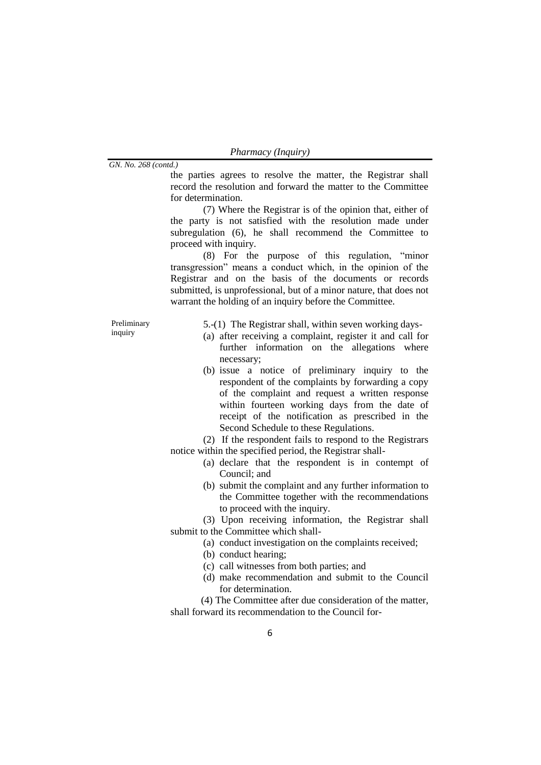GN. No. 268 (contd.)

the parties agrees to resolve the matter, the Registrar shall record the resolution and forward the matter to the Committee for determination.

(7) Where the Registrar is of the opinion that, either of the party is not satisfied with the resolution made under subregulation (6), he shall recommend the Committee to proceed with inquiry.

(8) For the purpose of this regulation, "minor transgression" means a conduct which, in the opinion of the Registrar and on the basis of the documents or records submitted, is unprofessional, but of a minor nature, that does not warrant the holding of an inquiry before the Committee.

Preliminary inquiry

5.-(1) The Registrar shall, within seven working days-

(a) after receiving a complaint, register it and call for further information on the allegations where necessary;
(b) issue a notice of preliminary inquiry to the respondent of the complaints by forwarding a copy of the complaint and request a written response within fourteen working days from the date of receipt of the notification as prescribed in the Second Schedule to these Regulations.

(2) If the respondent fails to respond to the Registrars notice within the specified period, the Registrar shall-

(a) declare that the respondent is in contempt of Council; and
(b) submit the complaint and any further information to the Committee together with the recommendations to proceed with the inquiry.

(3) Upon receiving information, the Registrar shall submit to the Committee which shall-

(a) conduct investigation on the complaints received;
(b) conduct hearing;
(c) call witnesses from both parties; and
(d) make recommendation and submit to the Council for determination.

(4) The Committee after due consideration of the matter, shall forward its recommendation to the Council for-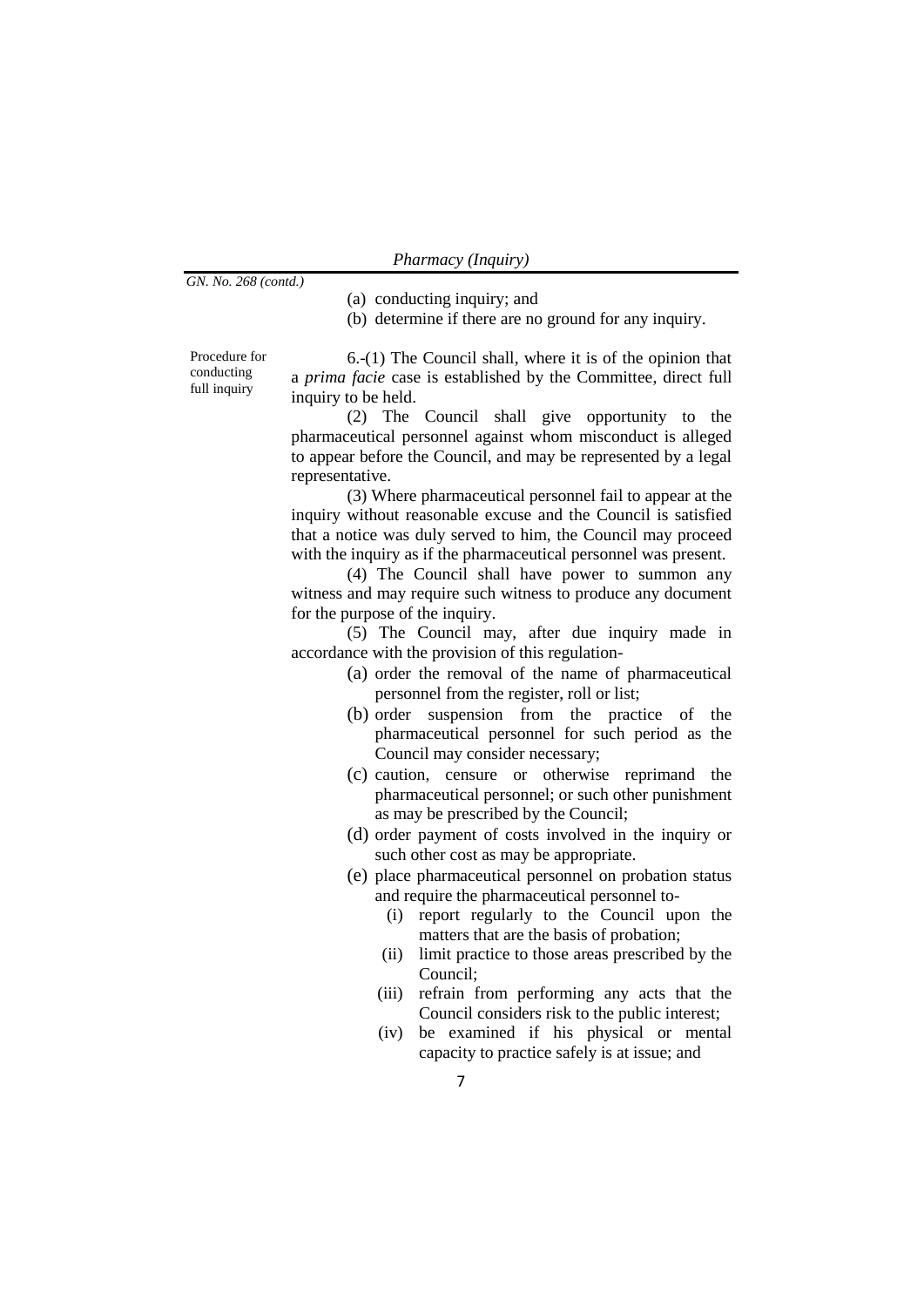(a) conducting inquiry; and

(b) determine if there are no ground for any inquiry.

Procedure for conducting full inquiry

6.-(1) The Council shall, where it is of the opinion that a *prima facie* case is established by the Committee, direct full inquiry to be held.

(2) The Council shall give opportunity to the pharmaceutical personnel against whom misconduct is alleged to appear before the Council, and may be represented by a legal representative.

(3) Where pharmaceutical personnel fail to appear at the inquiry without reasonable excuse and the Council is satisfied that a notice was duly served to him, the Council may proceed with the inquiry as if the pharmaceutical personnel was present.

(4) The Council shall have power to summon any witness and may require such witness to produce any document for the purpose of the inquiry.

(5) The Council may, after due inquiry made in accordance with the provision of this regulation-

(a) order the removal of the name of pharmaceutical personnel from the register, roll or list;

(b) order suspension from the practice of the pharmaceutical personnel for such period as the Council may consider necessary;

(c) caution, censure or otherwise reprimand the pharmaceutical personnel; or such other punishment as may be prescribed by the Council;

(d) order payment of costs involved in the inquiry or such other cost as may be appropriate.

(e) place pharmaceutical personnel on probation status and require the pharmaceutical personnel to-

(i) report regularly to the Council upon the matters that are the basis of probation;

(ii) limit practice to those areas prescribed by the Council;

(iii) refrain from performing any acts that the Council considers risk to the public interest;

(iv) be examined if his physical or mental capacity to practice safely is at issue; and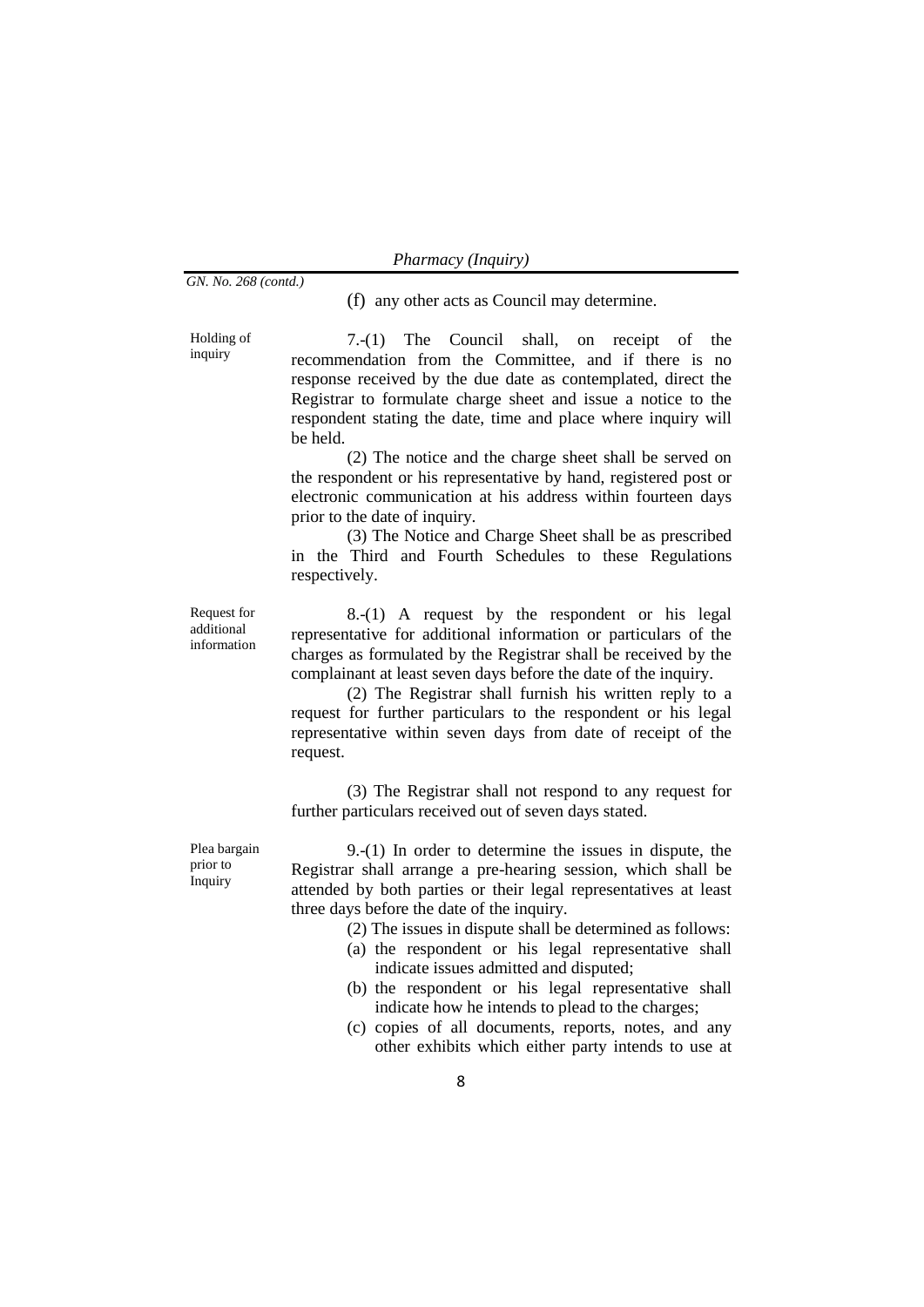GN. No. 268 (contd.)

(f) any other acts as Council may determine.

**Holding of inquiry**

7.-(1) The Council shall, on receipt of the recommendation from the Committee, and if there is no response received by the due date as contemplated, direct the Registrar to formulate charge sheet and issue a notice to the respondent stating the date, time and place where inquiry will be held.

(2) The notice and the charge sheet shall be served on the respondent or his representative by hand, registered post or electronic communication at his address within fourteen days prior to the date of inquiry.

(3) The Notice and Charge Sheet shall be as prescribed in the Third and Fourth Schedules to these Regulations respectively.

**Request for additional information**

8.-(1) A request by the respondent or his legal representative for additional information or particulars of the charges as formulated by the Registrar shall be received by the complainant at least seven days before the date of the inquiry.

(2) The Registrar shall furnish his written reply to a request for further particulars to the respondent or his legal representative within seven days from date of receipt of the request.

(3) The Registrar shall not respond to any request for further particulars received out of seven days stated.

**Plea bargain prior to Inquiry**

9.-(1) In order to determine the issues in dispute, the Registrar shall arrange a pre-hearing session, which shall be attended by both parties or their legal representatives at least three days before the date of the inquiry.

(2) The issues in dispute shall be determined as follows:

(a) the respondent or his legal representative shall indicate issues admitted and disputed;

(b) the respondent or his legal representative shall indicate how he intends to plead to the charges;

(c) copies of all documents, reports, notes, and any other exhibits which either party intends to use at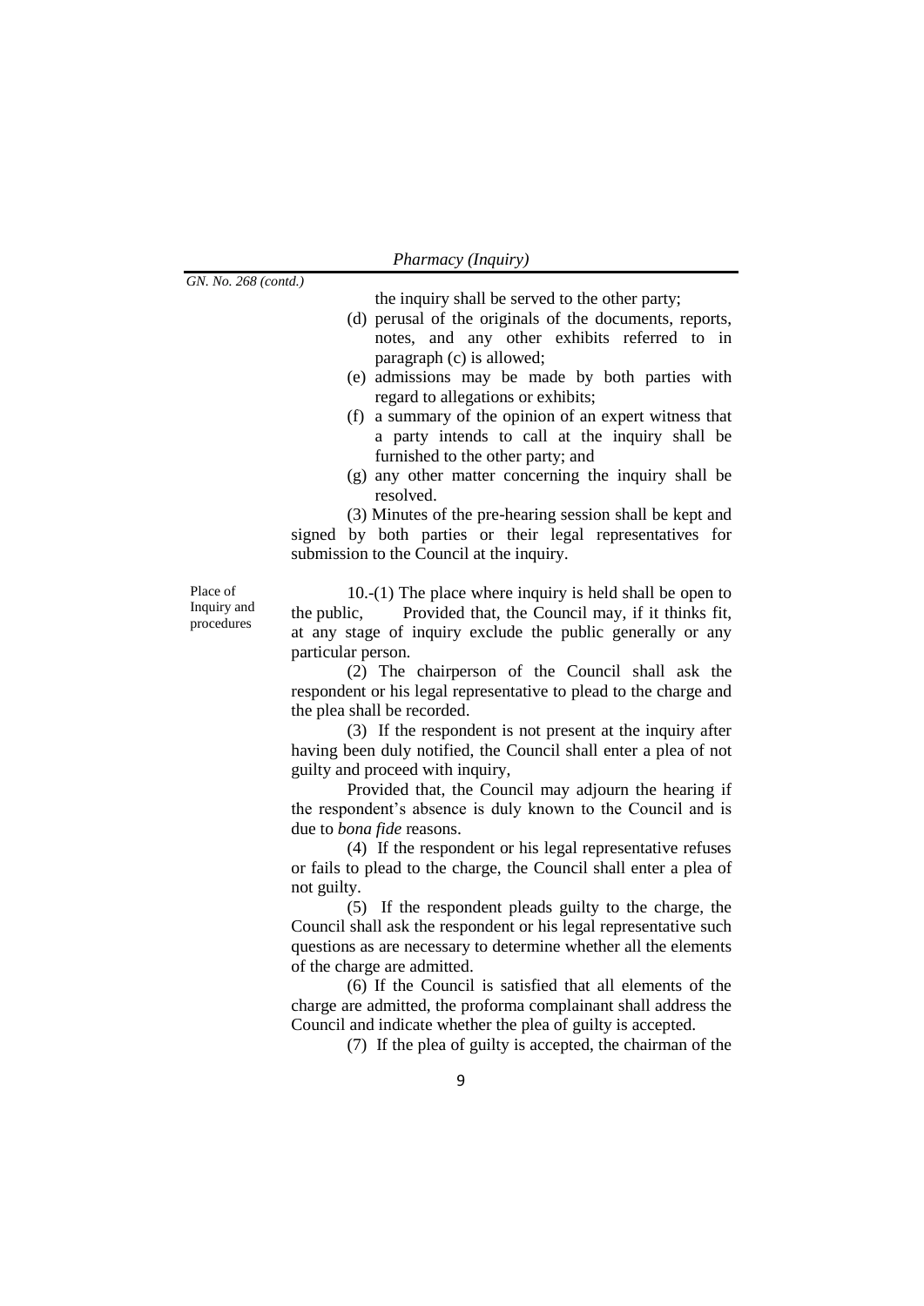the inquiry shall be served to the other party;

(d) perusal of the originals of the documents, reports, notes, and any other exhibits referred to in paragraph (c) is allowed;

(e) admissions may be made by both parties with regard to allegations or exhibits;

(f) a summary of the opinion of an expert witness that a party intends to call at the inquiry shall be furnished to the other party; and

(g) any other matter concerning the inquiry shall be resolved.

(3) Minutes of the pre-hearing session shall be kept and signed by both parties or their legal representatives for submission to the Council at the inquiry.

Place of Inquiry and procedures

10.-(1) The place where inquiry is held shall be open to the public, Provided that, the Council may, if it thinks fit, at any stage of inquiry exclude the public generally or any particular person.

(2) The chairperson of the Council shall ask the respondent or his legal representative to plead to the charge and the plea shall be recorded.

(3) If the respondent is not present at the inquiry after having been duly notified, the Council shall enter a plea of not guilty and proceed with inquiry,

Provided that, the Council may adjourn the hearing if the respondent's absence is duly known to the Council and is due to *bona fide* reasons.

(4) If the respondent or his legal representative refuses or fails to plead to the charge, the Council shall enter a plea of not guilty.

(5) If the respondent pleads guilty to the charge, the Council shall ask the respondent or his legal representative such questions as are necessary to determine whether all the elements of the charge are admitted.

(6) If the Council is satisfied that all elements of the charge are admitted, the proforma complainant shall address the Council and indicate whether the plea of guilty is accepted.

(7) If the plea of guilty is accepted, the chairman of the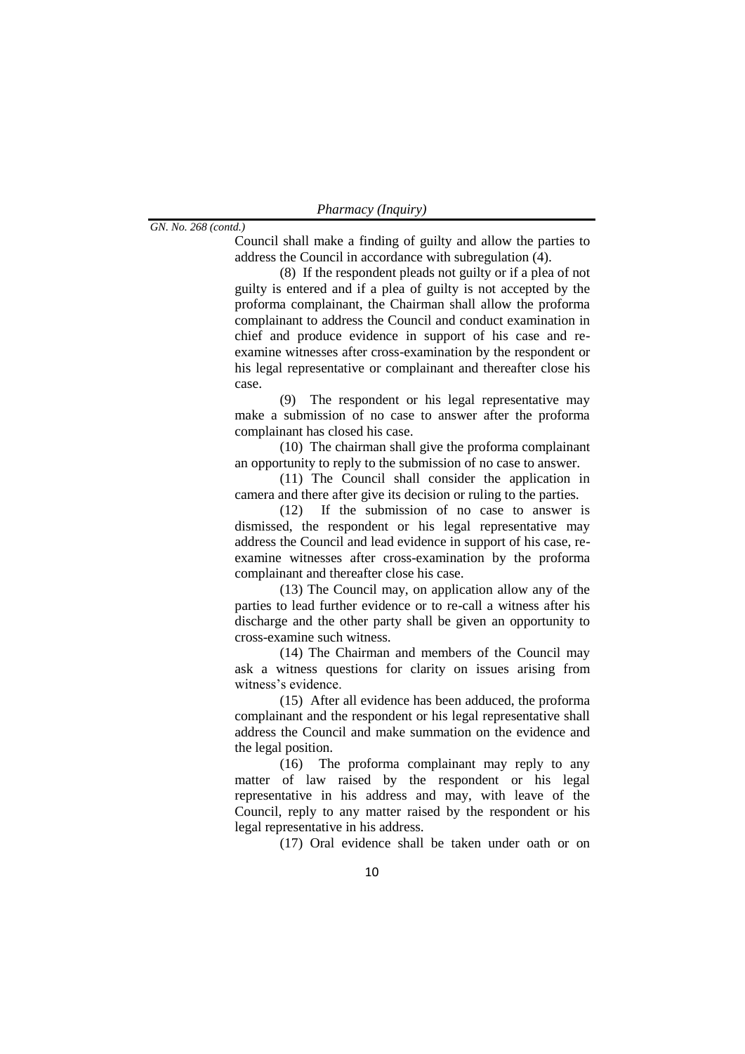*GN. No. 268 (contd.)*

Council shall make a finding of guilty and allow the parties to address the Council in accordance with subregulation (4).

(8) If the respondent pleads not guilty or if a plea of not guilty is entered and if a plea of guilty is not accepted by the proforma complainant, the Chairman shall allow the proforma complainant to address the Council and conduct examination in chief and produce evidence in support of his case and re-examine witnesses after cross-examination by the respondent or his legal representative or complainant and thereafter close his case.

(9) The respondent or his legal representative may make a submission of no case to answer after the proforma complainant has closed his case.

(10) The chairman shall give the proforma complainant an opportunity to reply to the submission of no case to answer.

(11) The Council shall consider the application in camera and there after give its decision or ruling to the parties.

(12) If the submission of no case to answer is dismissed, the respondent or his legal representative may address the Council and lead evidence in support of his case, re-examine witnesses after cross-examination by the proforma complainant and thereafter close his case.

(13) The Council may, on application allow any of the parties to lead further evidence or to re-call a witness after his discharge and the other party shall be given an opportunity to cross-examine such witness.

(14) The Chairman and members of the Council may ask a witness questions for clarity on issues arising from witness's evidence.

(15) After all evidence has been adduced, the proforma complainant and the respondent or his legal representative shall address the Council and make summation on the evidence and the legal position.

(16) The proforma complainant may reply to any matter of law raised by the respondent or his legal representative in his address and may, with leave of the Council, reply to any matter raised by the respondent or his legal representative in his address.

(17) Oral evidence shall be taken under oath or on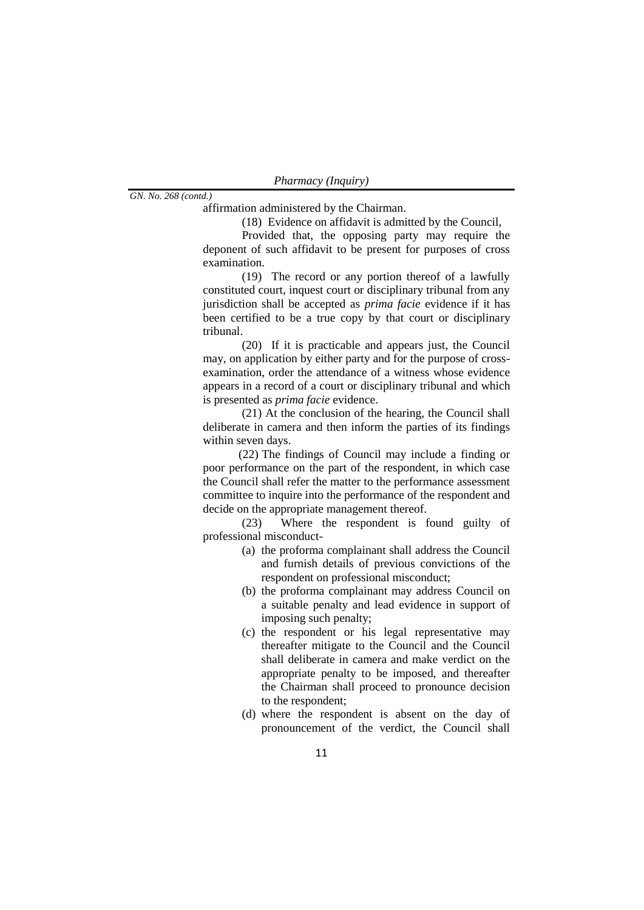affirmation administered by the Chairman.

(18) Evidence on affidavit is admitted by the Council,

Provided that, the opposing party may require the deponent of such affidavit to be present for purposes of cross examination.

(19) The record or any portion thereof of a lawfully constituted court, inquest court or disciplinary tribunal from any jurisdiction shall be accepted as *prima facie* evidence if it has been certified to be a true copy by that court or disciplinary tribunal.

(20) If it is practicable and appears just, the Council may, on application by either party and for the purpose of cross-examination, order the attendance of a witness whose evidence appears in a record of a court or disciplinary tribunal and which is presented as *prima facie* evidence.

(21) At the conclusion of the hearing, the Council shall deliberate in camera and then inform the parties of its findings within seven days.

(22) The findings of Council may include a finding or poor performance on the part of the respondent, in which case the Council shall refer the matter to the performance assessment committee to inquire into the performance of the respondent and decide on the appropriate management thereof.

(23) Where the respondent is found guilty of professional misconduct-

(a) the proforma complainant shall address the Council and furnish details of previous convictions of the respondent on professional misconduct;

(b) the proforma complainant may address Council on a suitable penalty and lead evidence in support of imposing such penalty;

(c) the respondent or his legal representative may thereafter mitigate to the Council and the Council shall deliberate in camera and make verdict on the appropriate penalty to be imposed, and thereafter the Chairman shall proceed to pronounce decision to the respondent;

(d) where the respondent is absent on the day of pronouncement of the verdict, the Council shall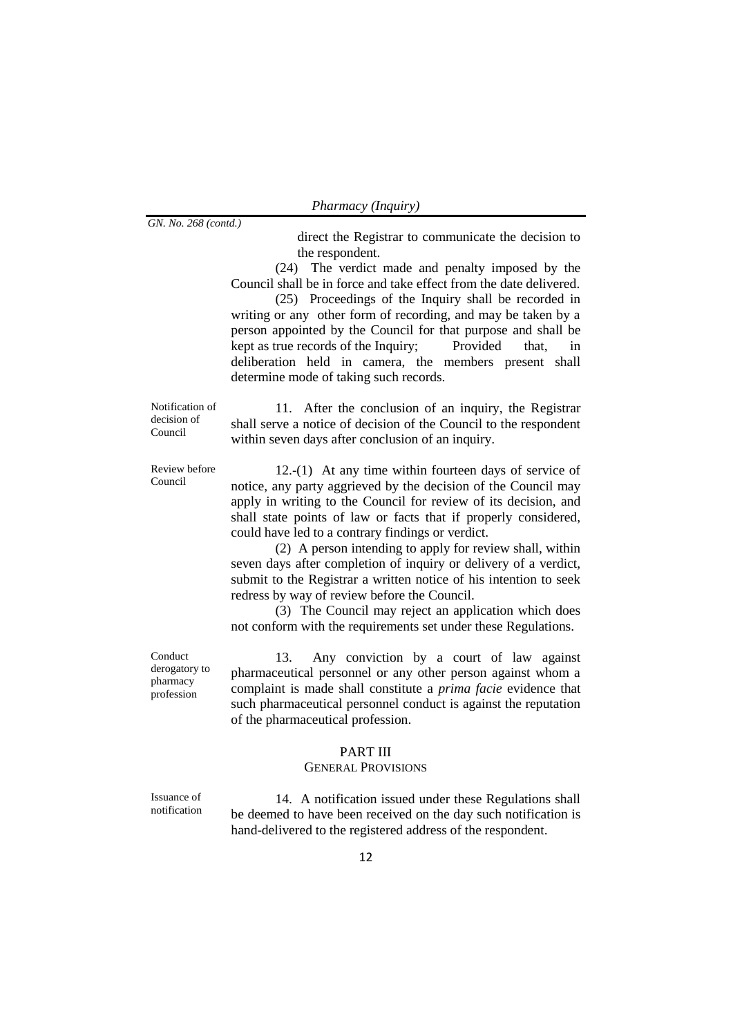GN. No. 268 (contd.)

direct the Registrar to communicate the decision to the respondent.

(24) The verdict made and penalty imposed by the Council shall be in force and take effect from the date delivered.

(25) Proceedings of the Inquiry shall be recorded in writing or any other form of recording, and may be taken by a person appointed by the Council for that purpose and shall be kept as true records of the Inquiry; Provided that, in deliberation held in camera, the members present shall determine mode of taking such records.

Notification of decision of Council

11. After the conclusion of an inquiry, the Registrar shall serve a notice of decision of the Council to the respondent within seven days after conclusion of an inquiry.

Review before Council

12.-(1) At any time within fourteen days of service of notice, any party aggrieved by the decision of the Council may apply in writing to the Council for review of its decision, and shall state points of law or facts that if properly considered, could have led to a contrary findings or verdict.

(2) A person intending to apply for review shall, within seven days after completion of inquiry or delivery of a verdict, submit to the Registrar a written notice of his intention to seek redress by way of review before the Council.

(3) The Council may reject an application which does not conform with the requirements set under these Regulations.

Conduct derogatory to pharmacy profession

13. Any conviction by a court of law against pharmaceutical personnel or any other person against whom a complaint is made shall constitute a *prima facie* evidence that such pharmaceutical personnel conduct is against the reputation of the pharmaceutical profession.

## PART III
## GENERAL PROVISIONS

Issuance of notification

14. A notification issued under these Regulations shall be deemed to have been received on the day such notification is hand-delivered to the registered address of the respondent.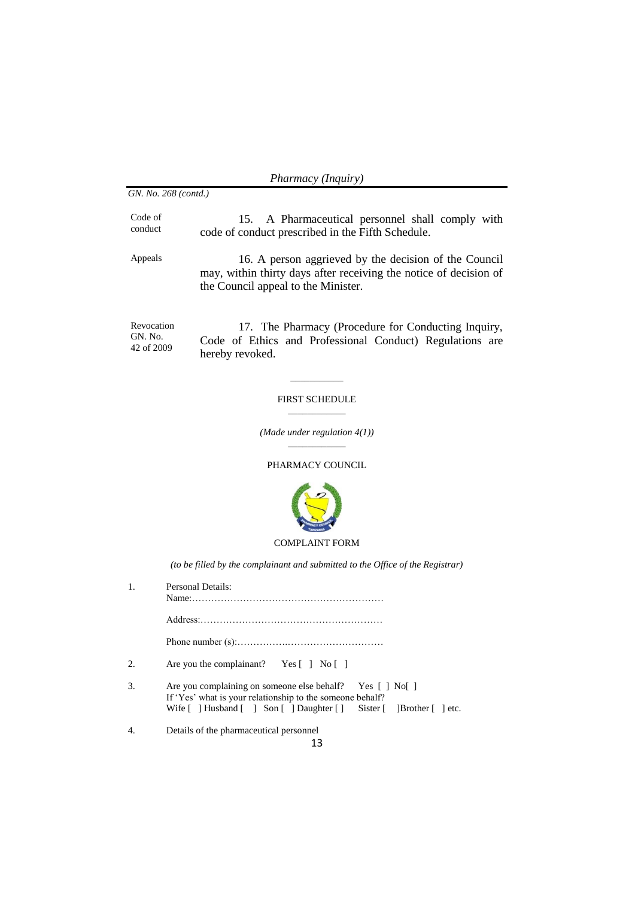GN. No. 268 (contd.)

Code of conduct

15. A Pharmaceutical personnel shall comply with code of conduct prescribed in the Fifth Schedule.

Appeals

16. A person aggrieved by the decision of the Council may, within thirty days after receiving the notice of decision of the Council appeal to the Minister.

Revocation GN. No. 42 of 2009

17. The Pharmacy (Procedure for Conducting Inquiry, Code of Ethics and Professional Conduct) Regulations are hereby revoked.

## FIRST SCHEDULE

*(Made under regulation 4(1))*

PHARMACY COUNCIL

COMPLAINT FORM

*(to be filled by the complainant and submitted to the Office of the Registrar)*

1. Personal Details:
   Name:……………………………………………………

   Address:…………………………………………………

   Phone number (s):……………….…………………………

2. Are you the complainant? Yes [ ] No [ ]

3. Are you complaining on someone else behalf? Yes [ ] No[ ]
   If 'Yes' what is your relationship to the someone behalf?
   Wife [ ] Husband [ ] Son [ ] Daughter [ ] Sister [ ]Brother [ ] etc.

4. Details of the pharmaceutical personnel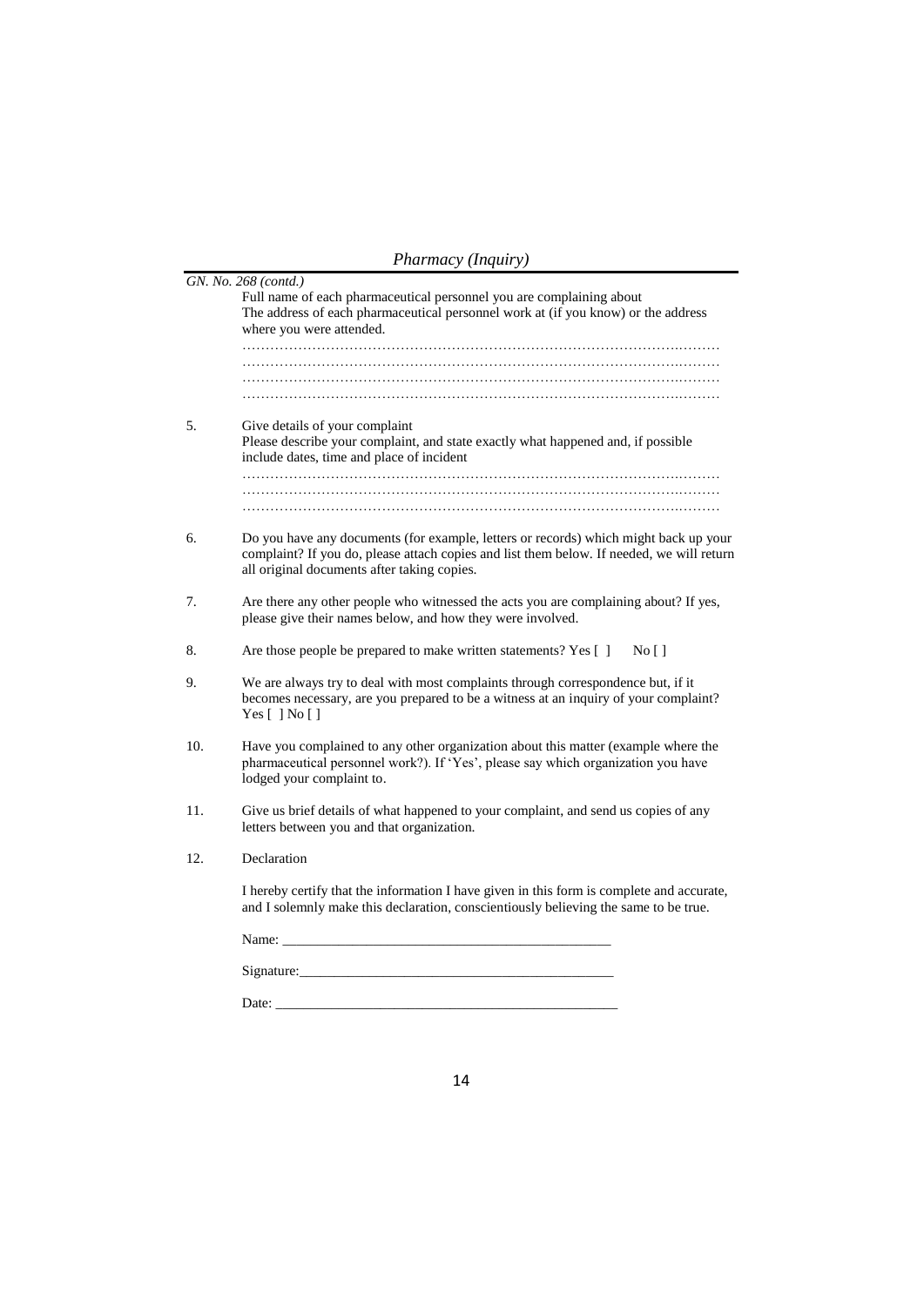*GN. No. 268 (contd.)*

Full name of each pharmaceutical personnel you are complaining about
The address of each pharmaceutical personnel work at (if you know) or the address where you were attended.

…………………………………………………………………………………………
…………………………………………………………………………………………
…………………………………………………………………………………………
…………………………………………………………………………………………

5. Give details of your complaint
   Please describe your complaint, and state exactly what happened and, if possible include dates, time and place of incident

   …………………………………………………………………………………………
   …………………………………………………………………………………………
   …………………………………………………………………………………………

6. Do you have any documents (for example, letters or records) which might back up your complaint? If you do, please attach copies and list them below. If needed, we will return all original documents after taking copies.

7. Are there any other people who witnessed the acts you are complaining about? If yes, please give their names below, and how they were involved.

8. Are those people be prepared to make written statements? Yes [ ]  No [ ]

9. We are always try to deal with most complaints through correspondence but, if it becomes necessary, are you prepared to be a witness at an inquiry of your complaint? Yes [ ] No [ ]

10. Have you complained to any other organization about this matter (example where the pharmaceutical personnel work?). If 'Yes', please say which organization you have lodged your complaint to.

11. Give us brief details of what happened to your complaint, and send us copies of any letters between you and that organization.

12. Declaration

    I hereby certify that the information I have given in this form is complete and accurate, and I solemnly make this declaration, conscientiously believing the same to be true.

    Name: ________________________________________________

    Signature:_____________________________________________

    Date: _________________________________________________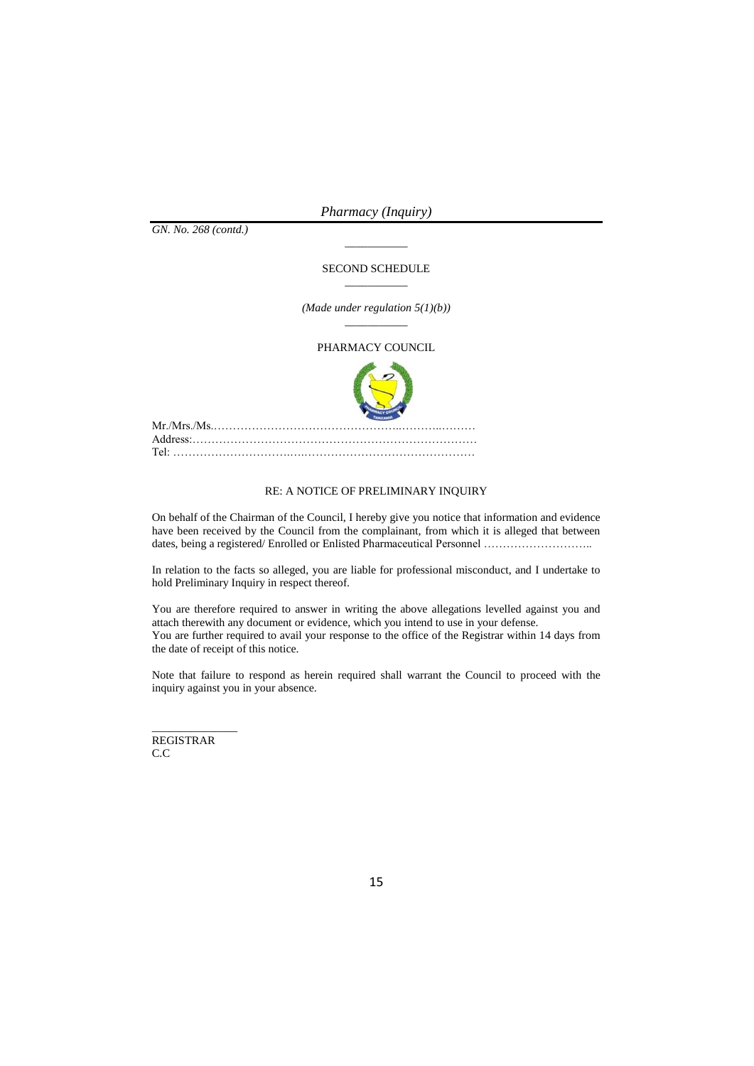GN. No. 268 (contd.)

SECOND SCHEDULE

*(Made under regulation 5(1)(b))*

PHARMACY COUNCIL

Mr./Mrs./Ms.…………………………………………..………..………
Address:……………………………………………………………………
Tel: ………………………….…..………………………………………

RE: A NOTICE OF PRELIMINARY INQUIRY

On behalf of the Chairman of the Council, I hereby give you notice that information and evidence have been received by the Council from the complainant, from which it is alleged that between dates, being a registered/ Enrolled or Enlisted Pharmaceutical Personnel ………………………..

In relation to the facts so alleged, you are liable for professional misconduct, and I undertake to hold Preliminary Inquiry in respect thereof.

You are therefore required to answer in writing the above allegations levelled against you and attach therewith any document or evidence, which you intend to use in your defense.
You are further required to avail your response to the office of the Registrar within 14 days from the date of receipt of this notice.

Note that failure to respond as herein required shall warrant the Council to proceed with the inquiry against you in your absence.

______________
REGISTRAR
C.C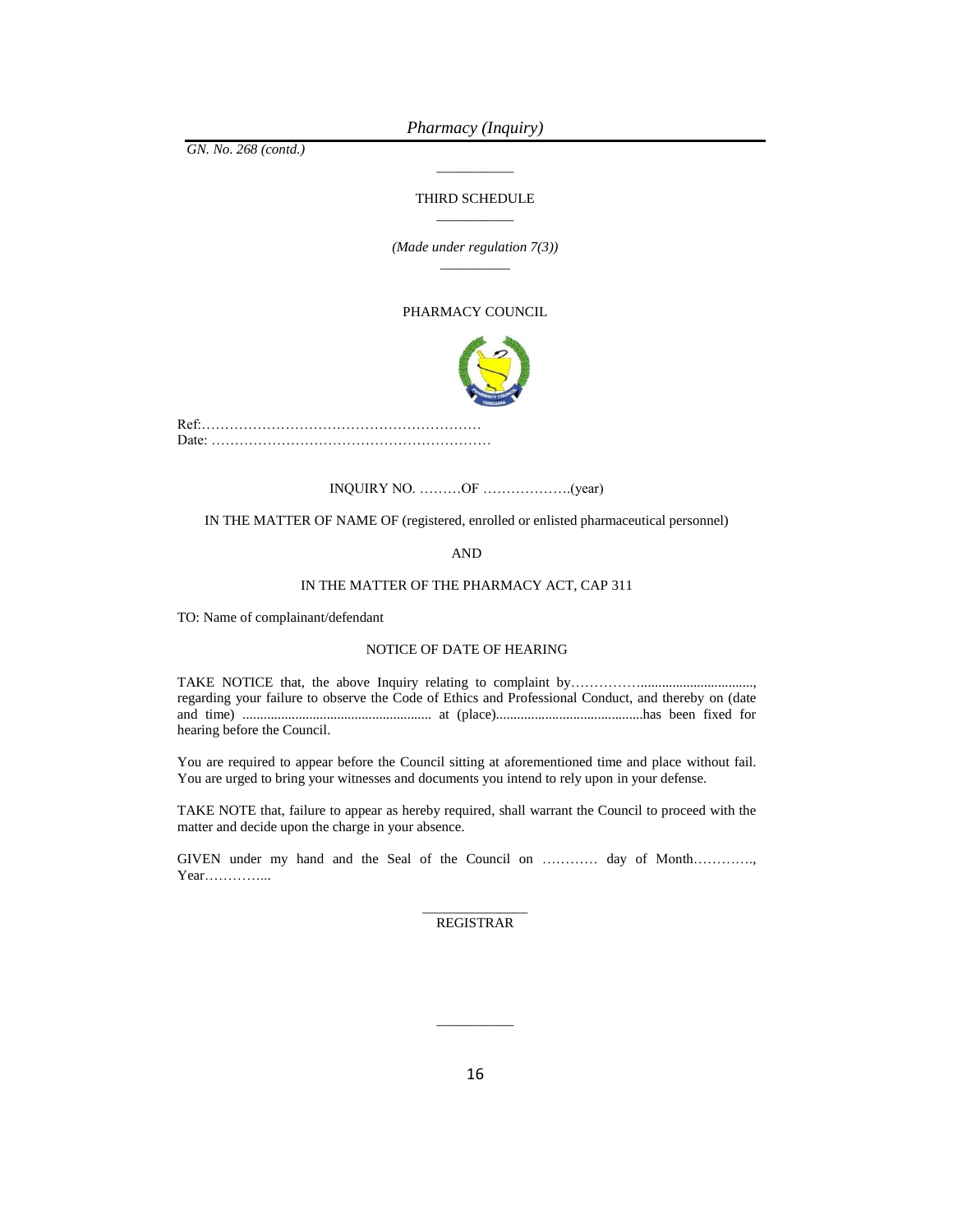GN. No. 268 (contd.)

THIRD SCHEDULE

*(Made under regulation 7(3))*

PHARMACY COUNCIL

Ref:……………………………………………………

Date: ……………………………………………………

INQUIRY NO. ………OF ……………….(year)

IN THE MATTER OF NAME OF (registered, enrolled or enlisted pharmaceutical personnel)

AND

IN THE MATTER OF THE PHARMACY ACT, CAP 311

TO: Name of complainant/defendant

NOTICE OF DATE OF HEARING

TAKE NOTICE that, the above Inquiry relating to complaint by…………….................................., regarding your failure to observe the Code of Ethics and Professional Conduct, and thereby on (date and time) ...................................................... at (place)..........................................has been fixed for hearing before the Council.

You are required to appear before the Council sitting at aforementioned time and place without fail. You are urged to bring your witnesses and documents you intend to rely upon in your defense.

TAKE NOTE that, failure to appear as hereby required, shall warrant the Council to proceed with the matter and decide upon the charge in your absence.

GIVEN under my hand and the Seal of the Council on ………… day of Month…………., Year…………...

_______________

REGISTRAR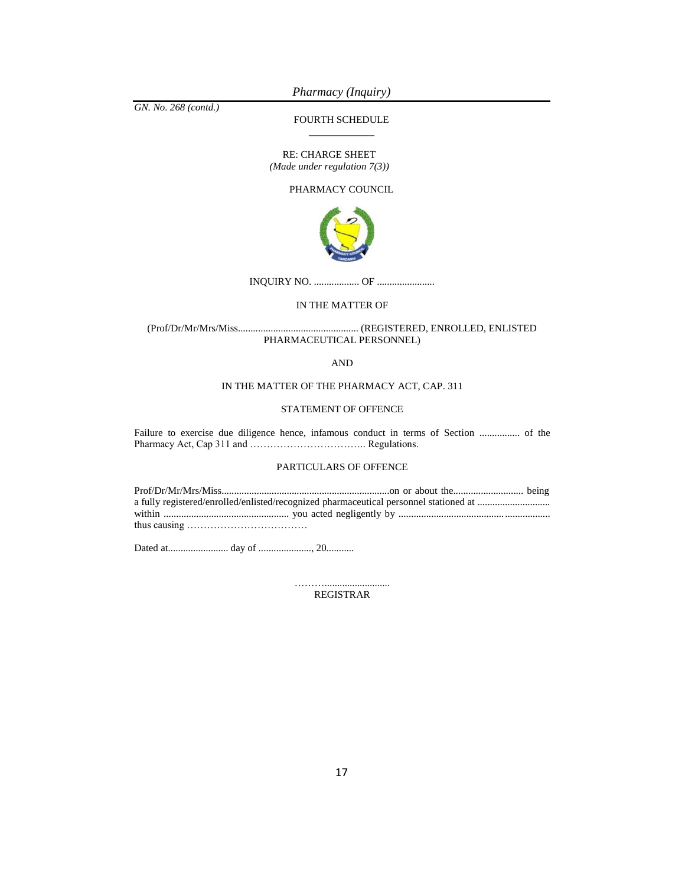GN. No. 268 (contd.)

FOURTH SCHEDULE

RE: CHARGE SHEET
*(Made under regulation 7(3))*

PHARMACY COUNCIL

INQUIRY NO. .................. OF .......................

IN THE MATTER OF

(Prof/Dr/Mr/Mrs/Miss................................................ (REGISTERED, ENROLLED, ENLISTED PHARMACEUTICAL PERSONNEL)

AND

IN THE MATTER OF THE PHARMACY ACT, CAP. 311

STATEMENT OF OFFENCE

Failure to exercise due diligence hence, infamous conduct in terms of Section ................ of the Pharmacy Act, Cap 311 and …………………………….. Regulations.

PARTICULARS OF OFFENCE

Prof/Dr/Mr/Mrs/Miss...................................................................on or about the............................ being a fully registered/enrolled/enlisted/recognized pharmaceutical personnel stationed at ............................ within .................................................. you acted negligently by ............................................................ thus causing ………………………………

Dated at........................ day of ....................., 20...........

………..........................
REGISTRAR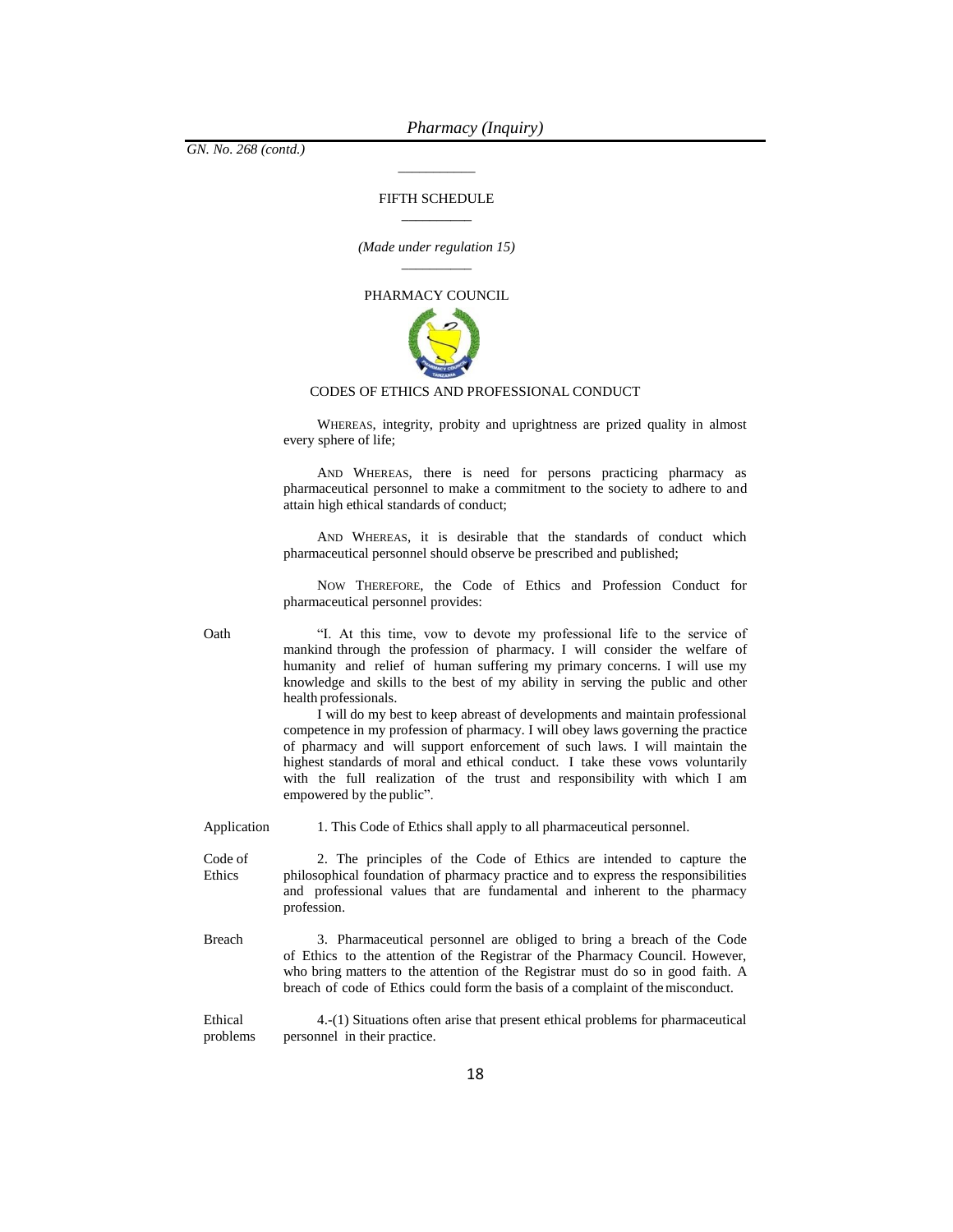GN. No. 268 (contd.)

## FIFTH SCHEDULE

*(Made under regulation 15)*

## PHARMACY COUNCIL

## CODES OF ETHICS AND PROFESSIONAL CONDUCT

WHEREAS, integrity, probity and uprightness are prized quality in almost every sphere of life;

AND WHEREAS, there is need for persons practicing pharmacy as pharmaceutical personnel to make a commitment to the society to adhere to and attain high ethical standards of conduct;

AND WHEREAS, it is desirable that the standards of conduct which pharmaceutical personnel should observe be prescribed and published;

NOW THEREFORE, the Code of Ethics and Profession Conduct for pharmaceutical personnel provides:

**Oath**

"I. At this time, vow to devote my professional life to the service of mankind through the profession of pharmacy. I will consider the welfare of humanity and relief of human suffering my primary concerns. I will use my knowledge and skills to the best of my ability in serving the public and other health professionals.

I will do my best to keep abreast of developments and maintain professional competence in my profession of pharmacy. I will obey laws governing the practice of pharmacy and will support enforcement of such laws. I will maintain the highest standards of moral and ethical conduct. I take these vows voluntarily with the full realization of the trust and responsibility with which I am empowered by the public".

**Application**

1. This Code of Ethics shall apply to all pharmaceutical personnel.

**Code of Ethics**

2. The principles of the Code of Ethics are intended to capture the philosophical foundation of pharmacy practice and to express the responsibilities and professional values that are fundamental and inherent to the pharmacy profession.

**Breach**

3. Pharmaceutical personnel are obliged to bring a breach of the Code of Ethics to the attention of the Registrar of the Pharmacy Council. However, who bring matters to the attention of the Registrar must do so in good faith. A breach of code of Ethics could form the basis of a complaint of the misconduct.

**Ethical problems**

4.-(1) Situations often arise that present ethical problems for pharmaceutical personnel in their practice.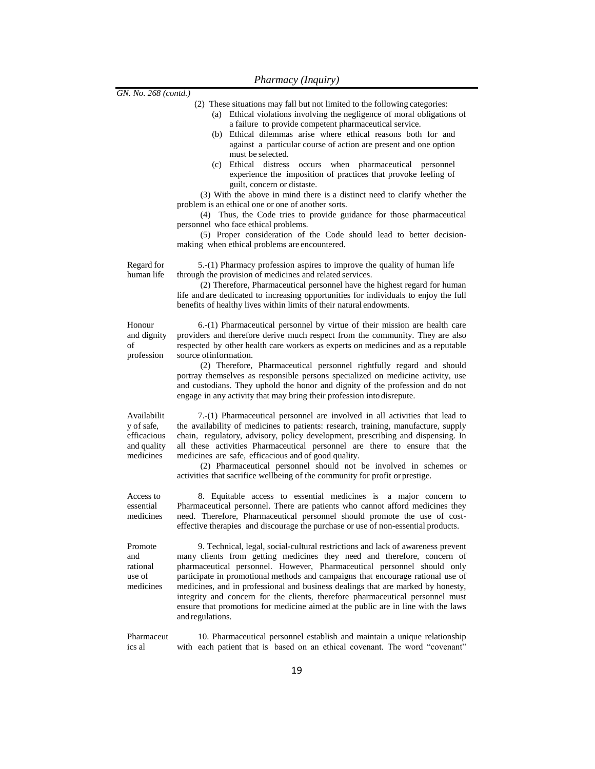GN. No. 268 (contd.)

(2) These situations may fall but not limited to the following categories:

(a) Ethical violations involving the negligence of moral obligations of a failure to provide competent pharmaceutical service.

(b) Ethical dilemmas arise where ethical reasons both for and against a particular course of action are present and one option must be selected.

(c) Ethical distress occurs when pharmaceutical personnel experience the imposition of practices that provoke feeling of guilt, concern or distaste.

(3) With the above in mind there is a distinct need to clarify whether the problem is an ethical one or one of another sorts.

(4) Thus, the Code tries to provide guidance for those pharmaceutical personnel who face ethical problems.

(5) Proper consideration of the Code should lead to better decision-making when ethical problems are encountered.

**Regard for human life**

5.-(1) Pharmacy profession aspires to improve the quality of human life through the provision of medicines and related services.

(2) Therefore, Pharmaceutical personnel have the highest regard for human life and are dedicated to increasing opportunities for individuals to enjoy the full benefits of healthy lives within limits of their natural endowments.

**Honour and dignity of profession**

6.-(1) Pharmaceutical personnel by virtue of their mission are health care providers and therefore derive much respect from the community. They are also respected by other health care workers as experts on medicines and as a reputable source ofinformation.

(2) Therefore, Pharmaceutical personnel rightfully regard and should portray themselves as responsible persons specialized on medicine activity, use and custodians. They uphold the honor and dignity of the profession and do not engage in any activity that may bring their profession intodisrepute.

**Availability of safe, efficacious and quality medicines**

7.-(1) Pharmaceutical personnel are involved in all activities that lead to the availability of medicines to patients: research, training, manufacture, supply chain, regulatory, advisory, policy development, prescribing and dispensing. In all these activities Pharmaceutical personnel are there to ensure that the medicines are safe, efficacious and of good quality.

(2) Pharmaceutical personnel should not be involved in schemes or activities that sacrifice wellbeing of the community for profit orprestige.

**Access to essential medicines**

8. Equitable access to essential medicines is a major concern to Pharmaceutical personnel. There are patients who cannot afford medicines they need. Therefore, Pharmaceutical personnel should promote the use of cost-effective therapies and discourage the purchase or use of non-essential products.

**Promote and rational use of medicines**

9. Technical, legal, social-cultural restrictions and lack of awareness prevent many clients from getting medicines they need and therefore, concern of pharmaceutical personnel. However, Pharmaceutical personnel should only participate in promotional methods and campaigns that encourage rational use of medicines, and in professional and business dealings that are marked by honesty, integrity and concern for the clients, therefore pharmaceutical personnel must ensure that promotions for medicine aimed at the public are in line with the laws andregulations.

**Pharmaceutics al**

10. Pharmaceutical personnel establish and maintain a unique relationship with each patient that is based on an ethical covenant. The word "covenant"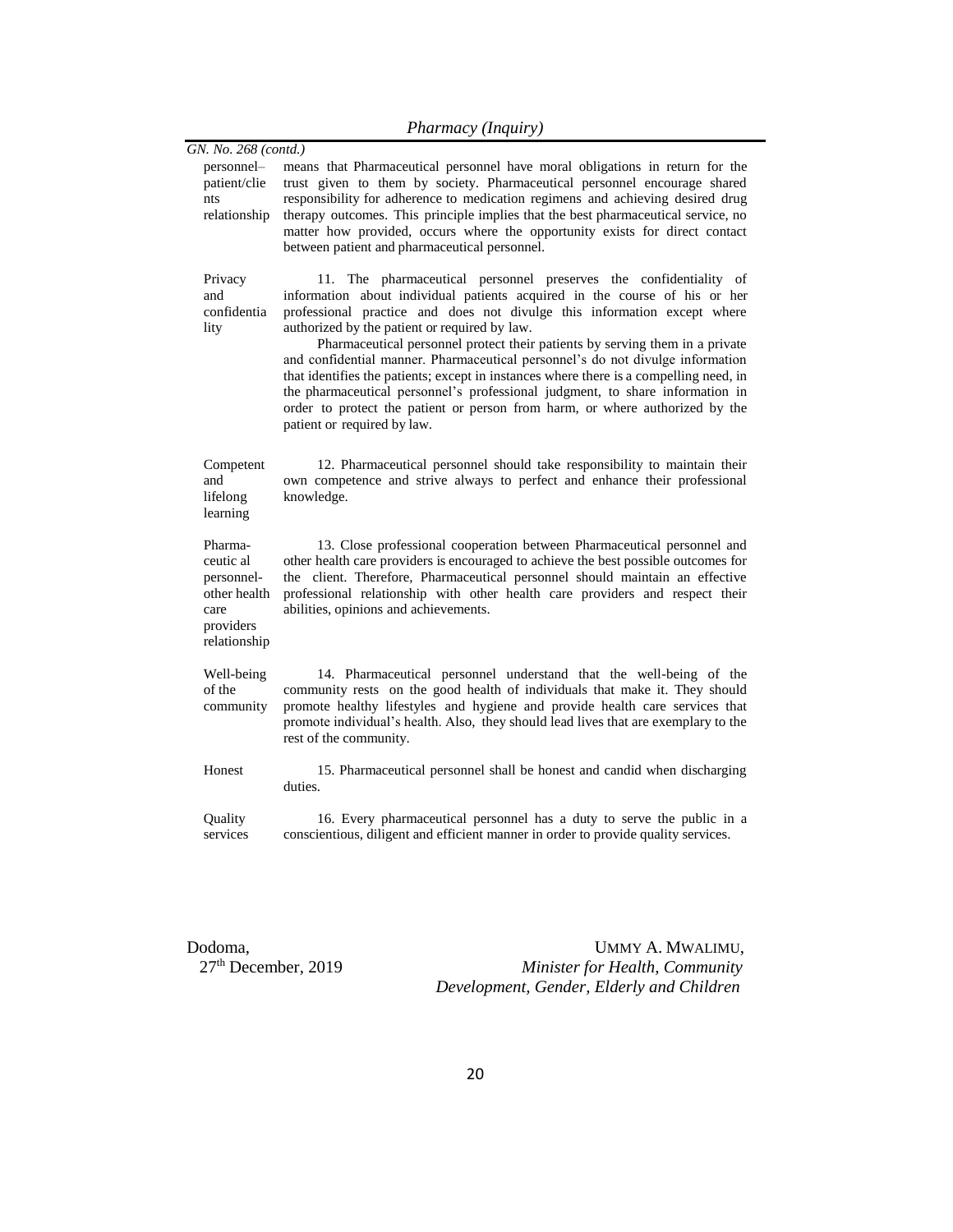GN. No. 268 (contd.)

**Pharmaceutical personnel–patient/clients relationship**

means that Pharmaceutical personnel have moral obligations in return for the trust given to them by society. Pharmaceutical personnel encourage shared responsibility for adherence to medication regimens and achieving desired drug therapy outcomes. This principle implies that the best pharmaceutical service, no matter how provided, occurs where the opportunity exists for direct contact between patient and pharmaceutical personnel.

**Privacy and confidentiality**

11. The pharmaceutical personnel preserves the confidentiality of information about individual patients acquired in the course of his or her professional practice and does not divulge this information except where authorized by the patient or required by law.

Pharmaceutical personnel protect their patients by serving them in a private and confidential manner. Pharmaceutical personnel's do not divulge information that identifies the patients; except in instances where there is a compelling need, in the pharmaceutical personnel's professional judgment, to share information in order to protect the patient or person from harm, or where authorized by the patient or required by law.

**Competent and lifelong learning**

12. Pharmaceutical personnel should take responsibility to maintain their own competence and strive always to perfect and enhance their professional knowledge.

**Pharmaceutical personnel-other health care providers relationship**

13. Close professional cooperation between Pharmaceutical personnel and other health care providers is encouraged to achieve the best possible outcomes for the client. Therefore, Pharmaceutical personnel should maintain an effective professional relationship with other health care providers and respect their abilities, opinions and achievements.

**Well-being of the community**

14. Pharmaceutical personnel understand that the well-being of the community rests on the good health of individuals that make it. They should promote healthy lifestyles and hygiene and provide health care services that promote individual's health. Also, they should lead lives that are exemplary to the rest of the community.

**Honest**

15. Pharmaceutical personnel shall be honest and candid when discharging duties.

**Quality services**

16. Every pharmaceutical personnel has a duty to serve the public in a conscientious, diligent and efficient manner in order to provide quality services.

Dodoma,
27th December, 2019

UMMY A. MWALIMU,
*Minister for Health, Community Development, Gender, Elderly and Children*